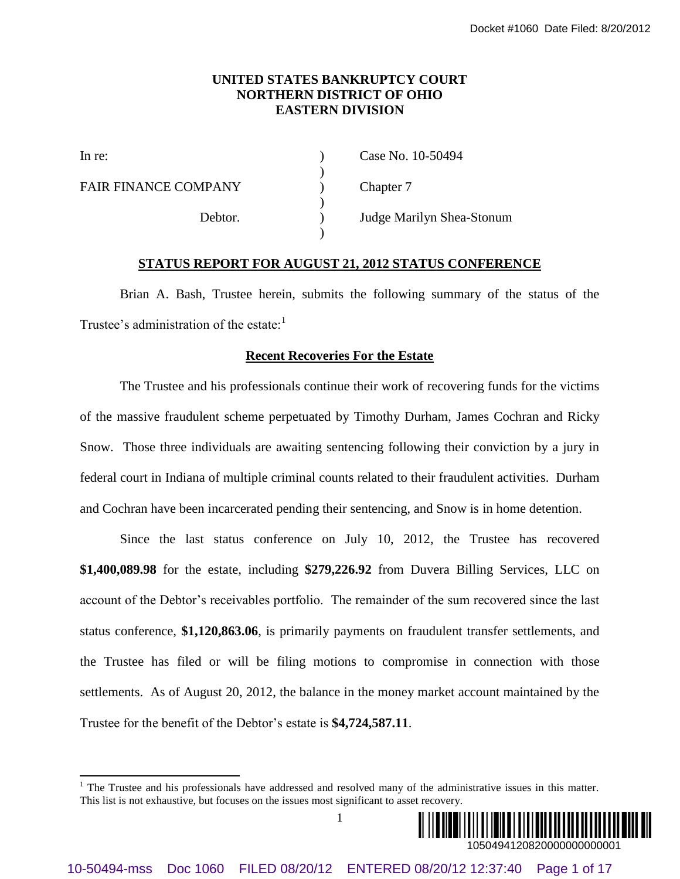UNITED STATES BANKRUPTCY COURT
NORTHERN DISTRICT OF OHIO
EASTERN DIVISION

| | | |
|---|---|---|
| In re: | ) | Case No. 10-50494 |
| FAIR FINANCE COMPANY | ) | Chapter 7 |
| Debtor. | ) | Judge Marilyn Shea-Stonum |

## STATUS REPORT FOR AUGUST 21, 2012 STATUS CONFERENCE

Brian A. Bash, Trustee herein, submits the following summary of the status of the Trustee's administration of the estate:[1]

### Recent Recoveries For the Estate

The Trustee and his professionals continue their work of recovering funds for the victims of the massive fraudulent scheme perpetuated by Timothy Durham, James Cochran and Ricky Snow. Those three individuals are awaiting sentencing following their conviction by a jury in federal court in Indiana of multiple criminal counts related to their fraudulent activities. Durham and Cochran have been incarcerated pending their sentencing, and Snow is in home detention.

Since the last status conference on July 10, 2012, the Trustee has recovered **$1,400,089.98** for the estate, including **$279,226.92** from Duvera Billing Services, LLC on account of the Debtor's receivables portfolio. The remainder of the sum recovered since the last status conference, **$1,120,863.06**, is primarily payments on fraudulent transfer settlements, and the Trustee has filed or will be filing motions to compromise in connection with those settlements. As of August 20, 2012, the balance in the money market account maintained by the Trustee for the benefit of the Debtor's estate is **$4,724,587.11**.

[1] The Trustee and his professionals have addressed and resolved many of the administrative issues in this matter. This list is not exhaustive, but focuses on the issues most significant to asset recovery.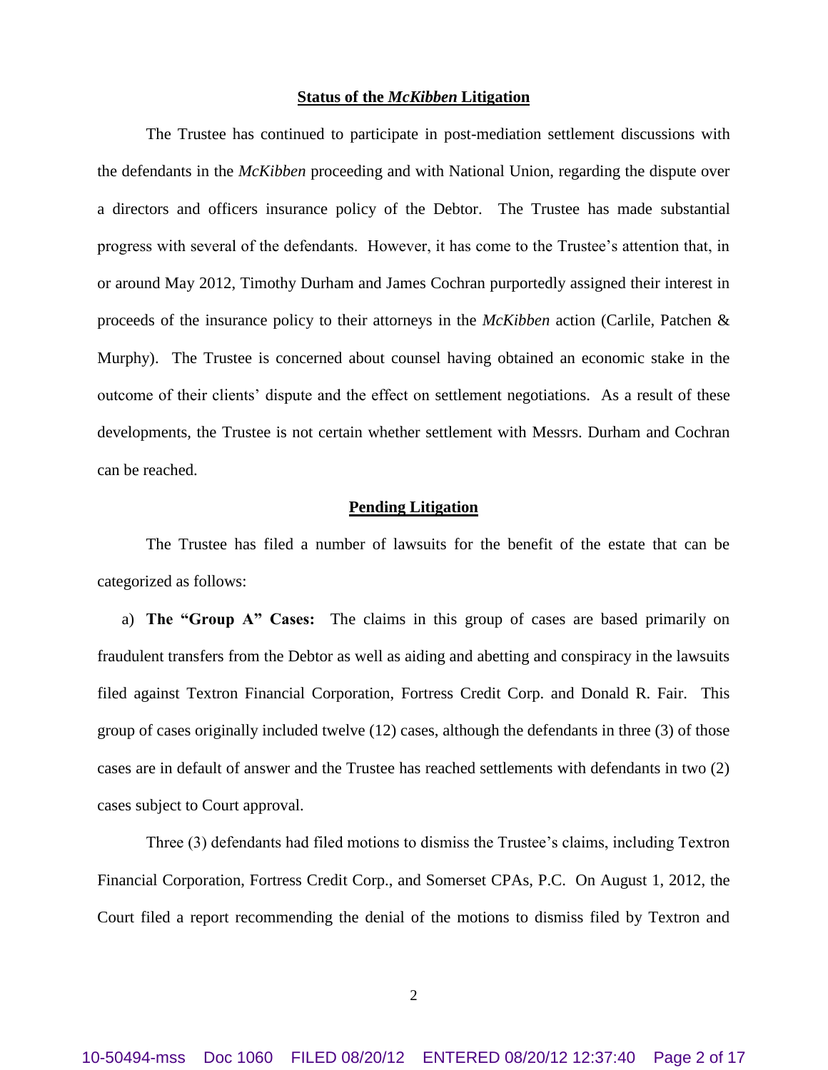**Status of the *McKibben* Litigation**

The Trustee has continued to participate in post-mediation settlement discussions with the defendants in the *McKibben* proceeding and with National Union, regarding the dispute over a directors and officers insurance policy of the Debtor. The Trustee has made substantial progress with several of the defendants. However, it has come to the Trustee's attention that, in or around May 2012, Timothy Durham and James Cochran purportedly assigned their interest in proceeds of the insurance policy to their attorneys in the *McKibben* action (Carlile, Patchen & Murphy). The Trustee is concerned about counsel having obtained an economic stake in the outcome of their clients' dispute and the effect on settlement negotiations. As a result of these developments, the Trustee is not certain whether settlement with Messrs. Durham and Cochran can be reached.

**Pending Litigation**

The Trustee has filed a number of lawsuits for the benefit of the estate that can be categorized as follows:

a) **The "Group A" Cases:** The claims in this group of cases are based primarily on fraudulent transfers from the Debtor as well as aiding and abetting and conspiracy in the lawsuits filed against Textron Financial Corporation, Fortress Credit Corp. and Donald R. Fair. This group of cases originally included twelve (12) cases, although the defendants in three (3) of those cases are in default of answer and the Trustee has reached settlements with defendants in two (2) cases subject to Court approval.

Three (3) defendants had filed motions to dismiss the Trustee's claims, including Textron Financial Corporation, Fortress Credit Corp., and Somerset CPAs, P.C. On August 1, 2012, the Court filed a report recommending the denial of the motions to dismiss filed by Textron and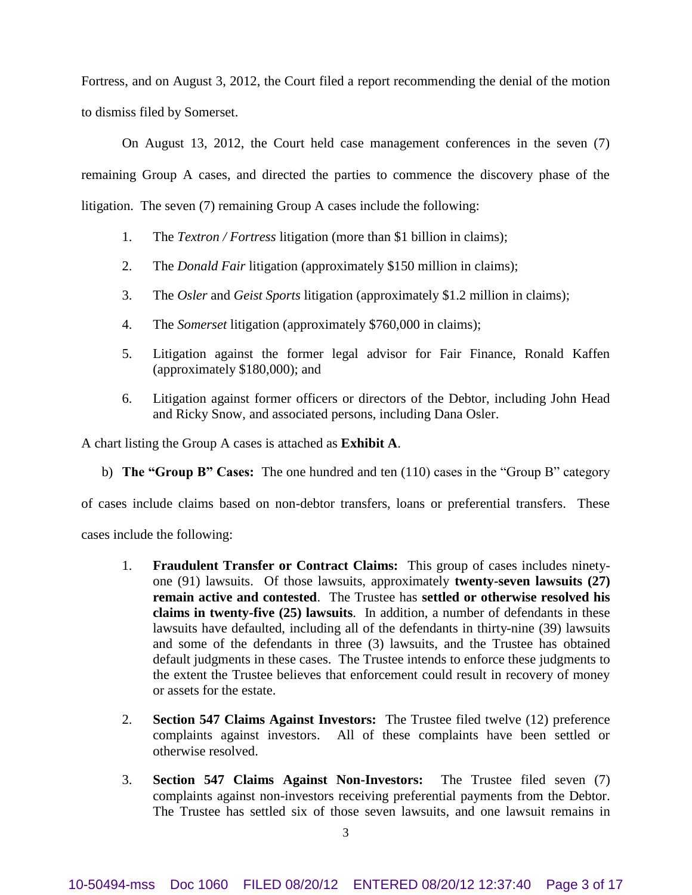Fortress, and on August 3, 2012, the Court filed a report recommending the denial of the motion to dismiss filed by Somerset.

On August 13, 2012, the Court held case management conferences in the seven (7) remaining Group A cases, and directed the parties to commence the discovery phase of the litigation. The seven (7) remaining Group A cases include the following:

1. The *Textron / Fortress* litigation (more than $1 billion in claims);
2. The *Donald Fair* litigation (approximately $150 million in claims);
3. The *Osler* and *Geist Sports* litigation (approximately $1.2 million in claims);
4. The *Somerset* litigation (approximately $760,000 in claims);
5. Litigation against the former legal advisor for Fair Finance, Ronald Kaffen (approximately $180,000); and
6. Litigation against former officers or directors of the Debtor, including John Head and Ricky Snow, and associated persons, including Dana Osler.

A chart listing the Group A cases is attached as **Exhibit A**.

b) **The "Group B" Cases:** The one hundred and ten (110) cases in the "Group B" category of cases include claims based on non-debtor transfers, loans or preferential transfers. These cases include the following:

1. **Fraudulent Transfer or Contract Claims:** This group of cases includes ninety-one (91) lawsuits. Of those lawsuits, approximately **twenty-seven lawsuits (27) remain active and contested**. The Trustee has **settled or otherwise resolved his claims in twenty-five (25) lawsuits**. In addition, a number of defendants in these lawsuits have defaulted, including all of the defendants in thirty-nine (39) lawsuits and some of the defendants in three (3) lawsuits, and the Trustee has obtained default judgments in these cases. The Trustee intends to enforce these judgments to the extent the Trustee believes that enforcement could result in recovery of money or assets for the estate.
2. **Section 547 Claims Against Investors:** The Trustee filed twelve (12) preference complaints against investors. All of these complaints have been settled or otherwise resolved.
3. **Section 547 Claims Against Non-Investors:** The Trustee filed seven (7) complaints against non-investors receiving preferential payments from the Debtor. The Trustee has settled six of those seven lawsuits, and one lawsuit remains in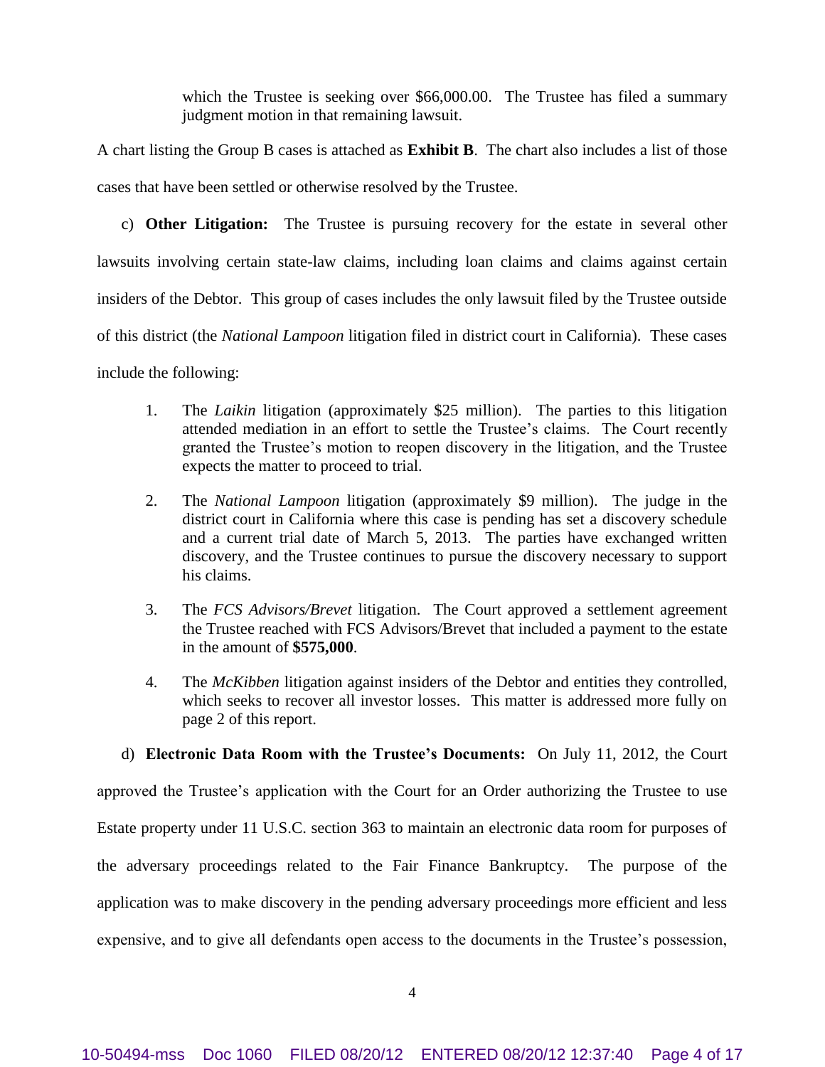which the Trustee is seeking over $66,000.00. The Trustee has filed a summary judgment motion in that remaining lawsuit.

A chart listing the Group B cases is attached as **Exhibit B**. The chart also includes a list of those cases that have been settled or otherwise resolved by the Trustee.

c) **Other Litigation:** The Trustee is pursuing recovery for the estate in several other lawsuits involving certain state-law claims, including loan claims and claims against certain insiders of the Debtor. This group of cases includes the only lawsuit filed by the Trustee outside of this district (the *National Lampoon* litigation filed in district court in California). These cases include the following:

1. The *Laikin* litigation (approximately $25 million). The parties to this litigation attended mediation in an effort to settle the Trustee's claims. The Court recently granted the Trustee's motion to reopen discovery in the litigation, and the Trustee expects the matter to proceed to trial.

2. The *National Lampoon* litigation (approximately $9 million). The judge in the district court in California where this case is pending has set a discovery schedule and a current trial date of March 5, 2013. The parties have exchanged written discovery, and the Trustee continues to pursue the discovery necessary to support his claims.

3. The *FCS Advisors/Brevet* litigation. The Court approved a settlement agreement the Trustee reached with FCS Advisors/Brevet that included a payment to the estate in the amount of **$575,000**.

4. The *McKibben* litigation against insiders of the Debtor and entities they controlled, which seeks to recover all investor losses. This matter is addressed more fully on page 2 of this report.

d) **Electronic Data Room with the Trustee's Documents:** On July 11, 2012, the Court approved the Trustee's application with the Court for an Order authorizing the Trustee to use Estate property under 11 U.S.C. section 363 to maintain an electronic data room for purposes of the adversary proceedings related to the Fair Finance Bankruptcy. The purpose of the application was to make discovery in the pending adversary proceedings more efficient and less expensive, and to give all defendants open access to the documents in the Trustee's possession,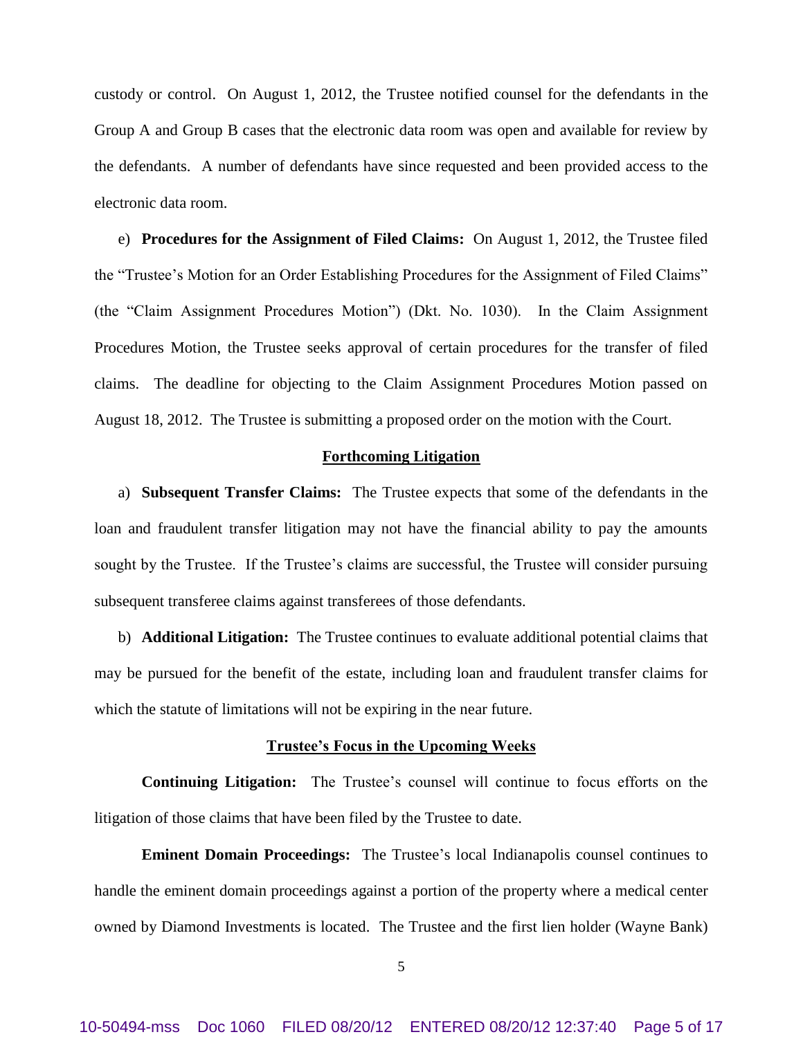custody or control. On August 1, 2012, the Trustee notified counsel for the defendants in the Group A and Group B cases that the electronic data room was open and available for review by the defendants. A number of defendants have since requested and been provided access to the electronic data room.

e) **Procedures for the Assignment of Filed Claims:** On August 1, 2012, the Trustee filed the "Trustee's Motion for an Order Establishing Procedures for the Assignment of Filed Claims" (the "Claim Assignment Procedures Motion") (Dkt. No. 1030). In the Claim Assignment Procedures Motion, the Trustee seeks approval of certain procedures for the transfer of filed claims. The deadline for objecting to the Claim Assignment Procedures Motion passed on August 18, 2012. The Trustee is submitting a proposed order on the motion with the Court.

## Forthcoming Litigation

a) **Subsequent Transfer Claims:** The Trustee expects that some of the defendants in the loan and fraudulent transfer litigation may not have the financial ability to pay the amounts sought by the Trustee. If the Trustee's claims are successful, the Trustee will consider pursuing subsequent transferee claims against transferees of those defendants.

b) **Additional Litigation:** The Trustee continues to evaluate additional potential claims that may be pursued for the benefit of the estate, including loan and fraudulent transfer claims for which the statute of limitations will not be expiring in the near future.

## Trustee's Focus in the Upcoming Weeks

**Continuing Litigation:** The Trustee's counsel will continue to focus efforts on the litigation of those claims that have been filed by the Trustee to date.

**Eminent Domain Proceedings:** The Trustee's local Indianapolis counsel continues to handle the eminent domain proceedings against a portion of the property where a medical center owned by Diamond Investments is located. The Trustee and the first lien holder (Wayne Bank)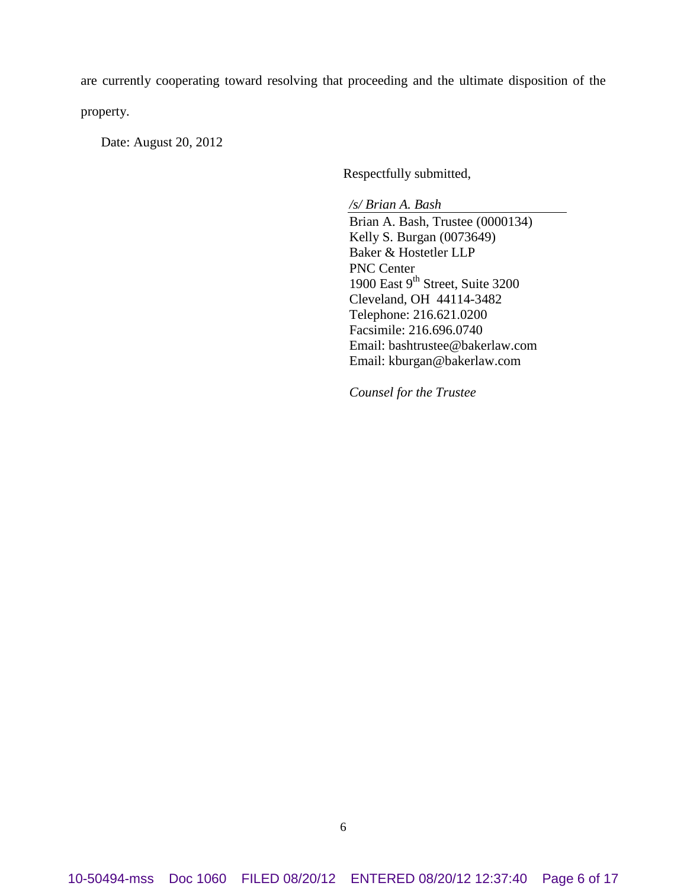are currently cooperating toward resolving that proceeding and the ultimate disposition of the property.

Date: August 20, 2012

Respectfully submitted,

*/s/ Brian A. Bash*

Brian A. Bash, Trustee (0000134)
Kelly S. Burgan (0073649)
Baker & Hostetler LLP
PNC Center
1900 East 9th Street, Suite 3200
Cleveland, OH 44114-3482
Telephone: 216.621.0200
Facsimile: 216.696.0740
Email: bashtrustee@bakerlaw.com
Email: kburgan@bakerlaw.com

*Counsel for the Trustee*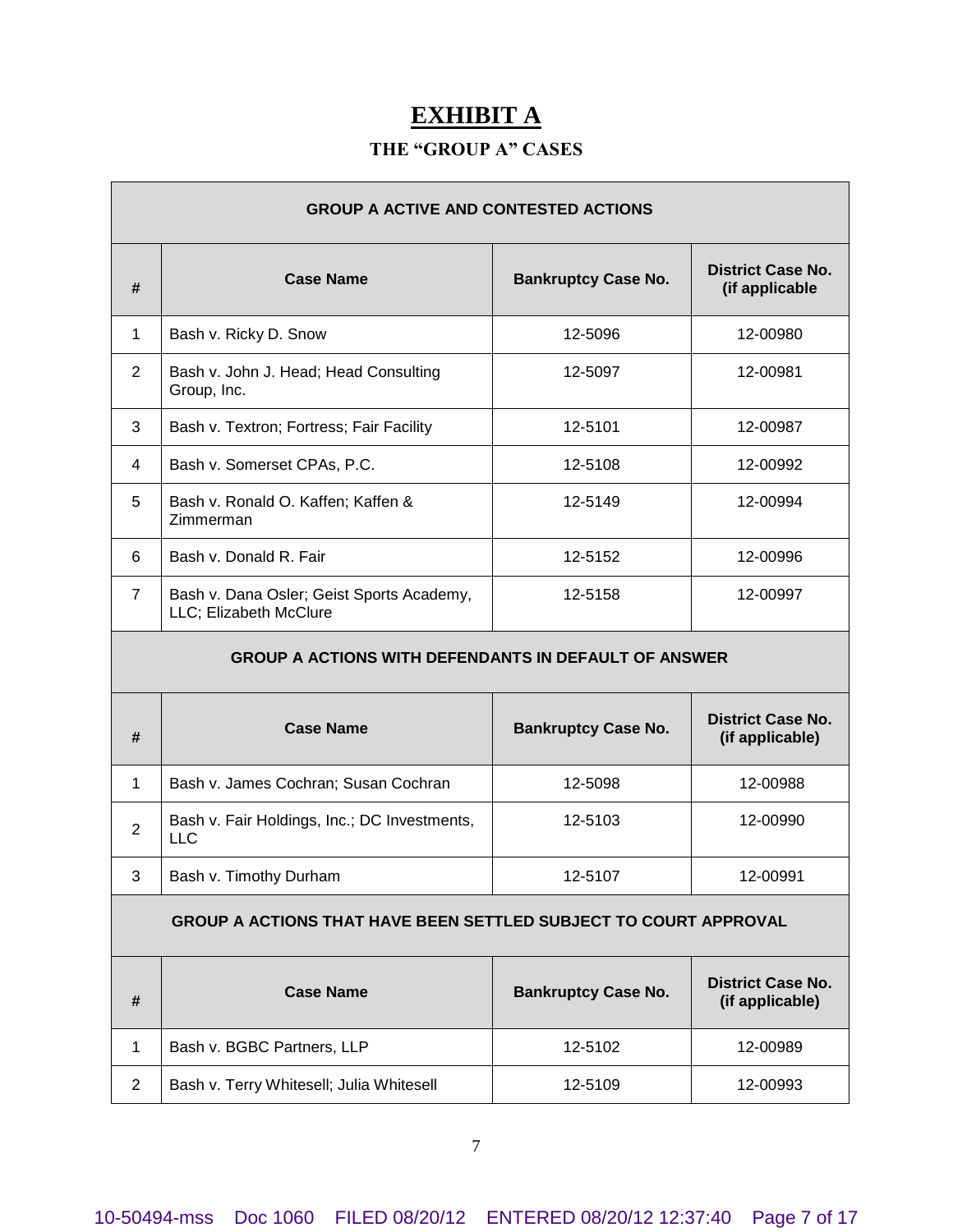# EXHIBIT A

## THE "GROUP A" CASES

| GROUP A ACTIVE AND CONTESTED ACTIONS | | | |
|---|---|---|---|
| **#** | **Case Name** | **Bankruptcy Case No.** | **District Case No. (if applicable** |
| 1 | Bash v. Ricky D. Snow | 12-5096 | 12-00980 |
| 2 | Bash v. John J. Head; Head Consulting Group, Inc. | 12-5097 | 12-00981 |
| 3 | Bash v. Textron; Fortress; Fair Facility | 12-5101 | 12-00987 |
| 4 | Bash v. Somerset CPAs, P.C. | 12-5108 | 12-00992 |
| 5 | Bash v. Ronald O. Kaffen; Kaffen & Zimmerman | 12-5149 | 12-00994 |
| 6 | Bash v. Donald R. Fair | 12-5152 | 12-00996 |
| 7 | Bash v. Dana Osler; Geist Sports Academy, LLC; Elizabeth McClure | 12-5158 | 12-00997 |
| **GROUP A ACTIONS WITH DEFENDANTS IN DEFAULT OF ANSWER** | | | |
| **#** | **Case Name** | **Bankruptcy Case No.** | **District Case No. (if applicable)** |
| 1 | Bash v. James Cochran; Susan Cochran | 12-5098 | 12-00988 |
| 2 | Bash v. Fair Holdings, Inc.; DC Investments, LLC | 12-5103 | 12-00990 |
| 3 | Bash v. Timothy Durham | 12-5107 | 12-00991 |
| **GROUP A ACTIONS THAT HAVE BEEN SETTLED SUBJECT TO COURT APPROVAL** | | | |
| **#** | **Case Name** | **Bankruptcy Case No.** | **District Case No. (if applicable)** |
| 1 | Bash v. BGBC Partners, LLP | 12-5102 | 12-00989 |
| 2 | Bash v. Terry Whitesell; Julia Whitesell | 12-5109 | 12-00993 |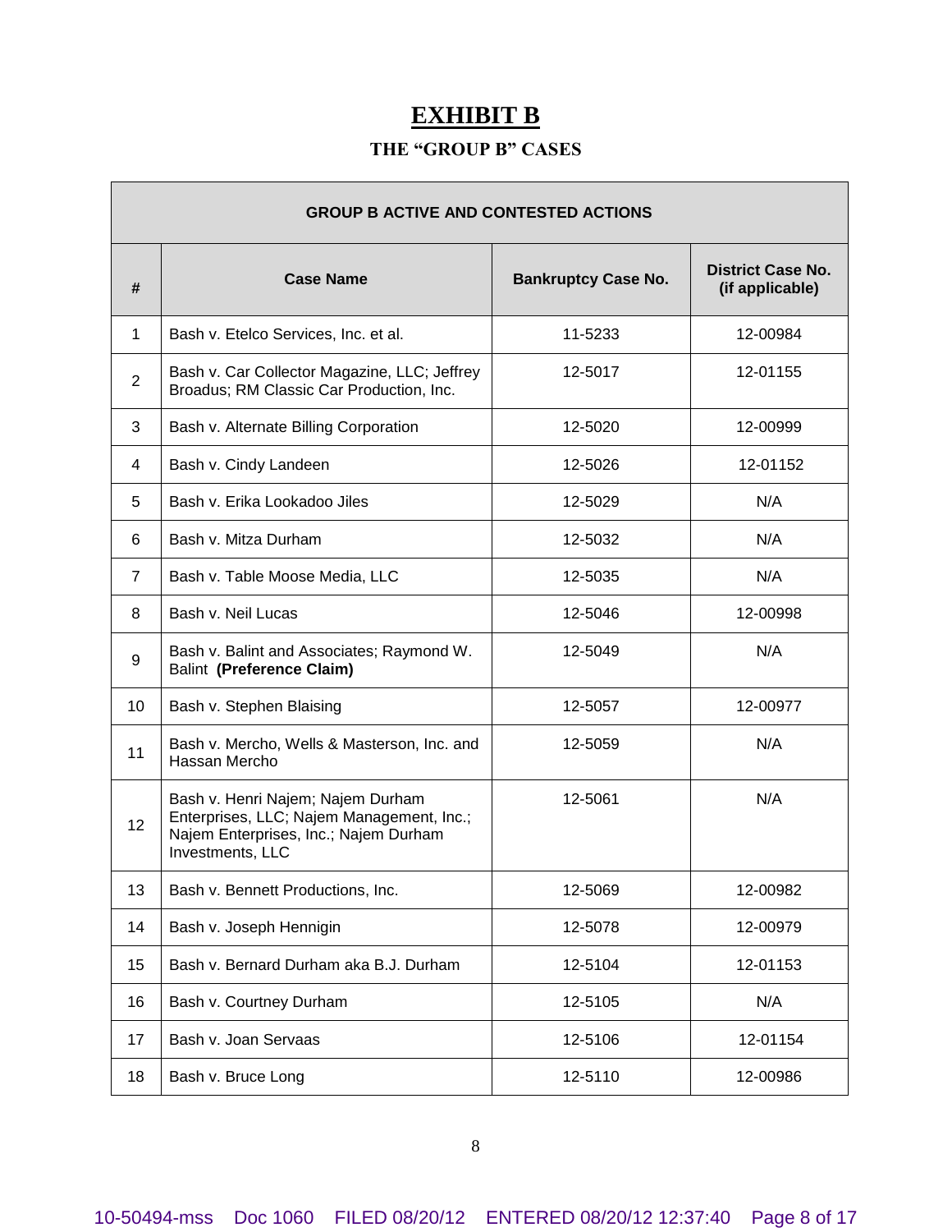# EXHIBIT B

## THE "GROUP B" CASES

| GROUP B ACTIVE AND CONTESTED ACTIONS | | | |
|---|---|---|---|
| **#** | **Case Name** | **Bankruptcy Case No.** | **District Case No. (if applicable)** |
| 1 | Bash v. Etelco Services, Inc. et al. | 11-5233 | 12-00984 |
| 2 | Bash v. Car Collector Magazine, LLC; Jeffrey Broadus; RM Classic Car Production, Inc. | 12-5017 | 12-01155 |
| 3 | Bash v. Alternate Billing Corporation | 12-5020 | 12-00999 |
| 4 | Bash v. Cindy Landeen | 12-5026 | 12-01152 |
| 5 | Bash v. Erika Lookadoo Jiles | 12-5029 | N/A |
| 6 | Bash v. Mitza Durham | 12-5032 | N/A |
| 7 | Bash v. Table Moose Media, LLC | 12-5035 | N/A |
| 8 | Bash v. Neil Lucas | 12-5046 | 12-00998 |
| 9 | Bash v. Balint and Associates; Raymond W. Balint **(Preference Claim)** | 12-5049 | N/A |
| 10 | Bash v. Stephen Blaising | 12-5057 | 12-00977 |
| 11 | Bash v. Mercho, Wells & Masterson, Inc. and Hassan Mercho | 12-5059 | N/A |
| 12 | Bash v. Henri Najem; Najem Durham Enterprises, LLC; Najem Management, Inc.; Najem Enterprises, Inc.; Najem Durham Investments, LLC | 12-5061 | N/A |
| 13 | Bash v. Bennett Productions, Inc. | 12-5069 | 12-00982 |
| 14 | Bash v. Joseph Hennigin | 12-5078 | 12-00979 |
| 15 | Bash v. Bernard Durham aka B.J. Durham | 12-5104 | 12-01153 |
| 16 | Bash v. Courtney Durham | 12-5105 | N/A |
| 17 | Bash v. Joan Servaas | 12-5106 | 12-01154 |
| 18 | Bash v. Bruce Long | 12-5110 | 12-00986 |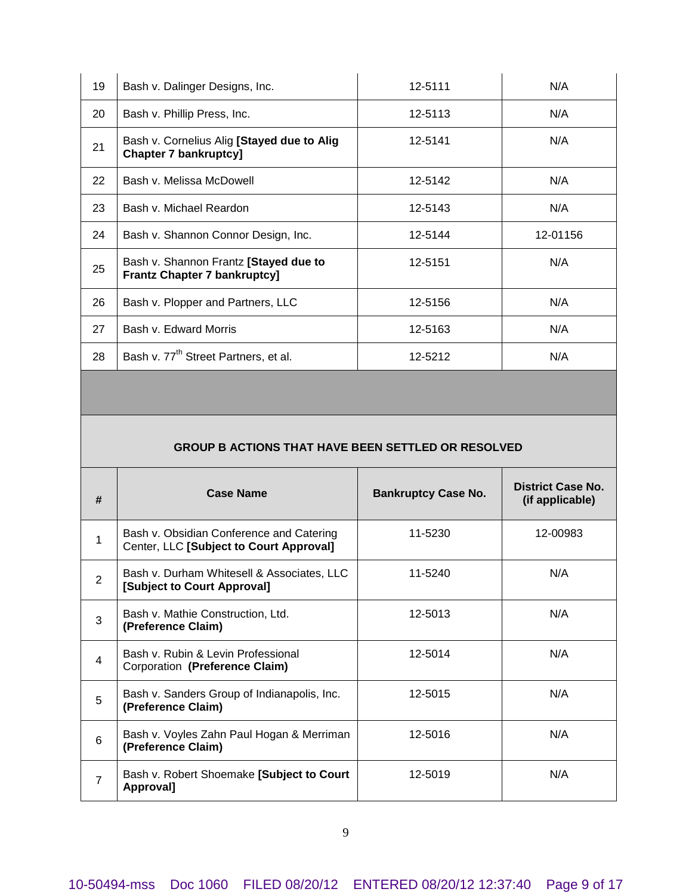| | | | |
|---|---|---|---|
| 19 | Bash v. Dalinger Designs, Inc. | 12-5111 | N/A |
| 20 | Bash v. Phillip Press, Inc. | 12-5113 | N/A |
| 21 | Bash v. Cornelius Alig **[Stayed due to Alig Chapter 7 bankruptcy]** | 12-5141 | N/A |
| 22 | Bash v. Melissa McDowell | 12-5142 | N/A |
| 23 | Bash v. Michael Reardon | 12-5143 | N/A |
| 24 | Bash v. Shannon Connor Design, Inc. | 12-5144 | 12-01156 |
| 25 | Bash v. Shannon Frantz **[Stayed due to Frantz Chapter 7 bankruptcy]** | 12-5151 | N/A |
| 26 | Bash v. Plopper and Partners, LLC | 12-5156 | N/A |
| 27 | Bash v. Edward Morris | 12-5163 | N/A |
| 28 | Bash v. 77th Street Partners, et al. | 12-5212 | N/A |

**GROUP B ACTIONS THAT HAVE BEEN SETTLED OR RESOLVED**

| # | Case Name | Bankruptcy Case No. | District Case No. (if applicable) |
|---|---|---|---|
| 1 | Bash v. Obsidian Conference and Catering Center, LLC **[Subject to Court Approval]** | 11-5230 | 12-00983 |
| 2 | Bash v. Durham Whitesell & Associates, LLC **[Subject to Court Approval]** | 11-5240 | N/A |
| 3 | Bash v. Mathie Construction, Ltd. **(Preference Claim)** | 12-5013 | N/A |
| 4 | Bash v. Rubin & Levin Professional Corporation **(Preference Claim)** | 12-5014 | N/A |
| 5 | Bash v. Sanders Group of Indianapolis, Inc. **(Preference Claim)** | 12-5015 | N/A |
| 6 | Bash v. Voyles Zahn Paul Hogan & Merriman **(Preference Claim)** | 12-5016 | N/A |
| 7 | Bash v. Robert Shoemake **[Subject to Court Approval]** | 12-5019 | N/A |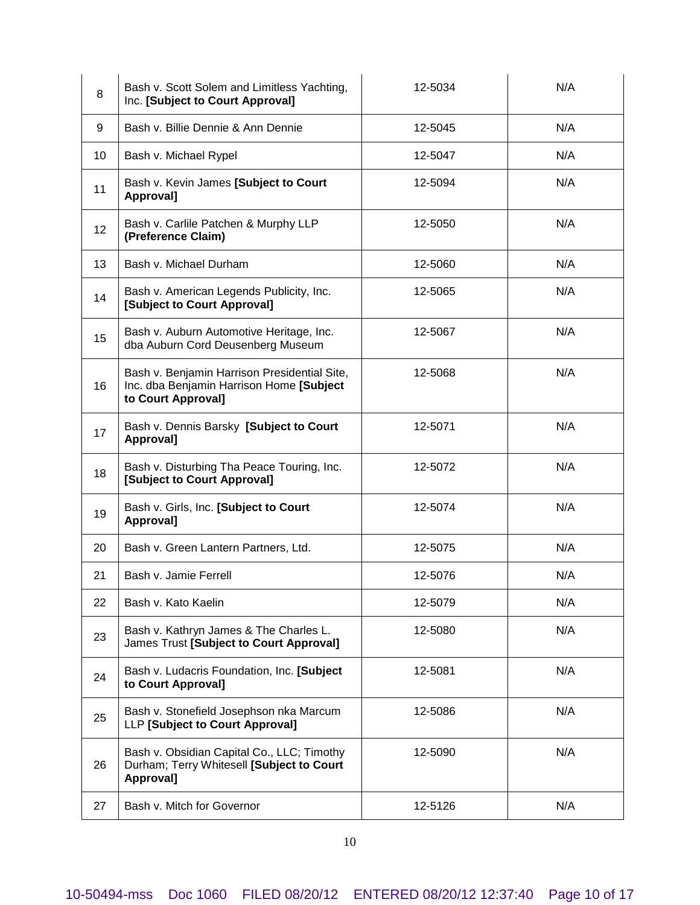| 8 | Bash v. Scott Solem and Limitless Yachting, Inc. **[Subject to Court Approval]** | 12-5034 | N/A |
|---|---|---|---|
| 9 | Bash v. Billie Dennie & Ann Dennie | 12-5045 | N/A |
| 10 | Bash v. Michael Rypel | 12-5047 | N/A |
| 11 | Bash v. Kevin James **[Subject to Court Approval]** | 12-5094 | N/A |
| 12 | Bash v. Carlile Patchen & Murphy LLP **(Preference Claim)** | 12-5050 | N/A |
| 13 | Bash v. Michael Durham | 12-5060 | N/A |
| 14 | Bash v. American Legends Publicity, Inc. **[Subject to Court Approval]** | 12-5065 | N/A |
| 15 | Bash v. Auburn Automotive Heritage, Inc. dba Auburn Cord Deusenberg Museum | 12-5067 | N/A |
| 16 | Bash v. Benjamin Harrison Presidential Site, Inc. dba Benjamin Harrison Home **[Subject to Court Approval]** | 12-5068 | N/A |
| 17 | Bash v. Dennis Barsky **[Subject to Court Approval]** | 12-5071 | N/A |
| 18 | Bash v. Disturbing Tha Peace Touring, Inc. **[Subject to Court Approval]** | 12-5072 | N/A |
| 19 | Bash v. Girls, Inc. **[Subject to Court Approval]** | 12-5074 | N/A |
| 20 | Bash v. Green Lantern Partners, Ltd. | 12-5075 | N/A |
| 21 | Bash v. Jamie Ferrell | 12-5076 | N/A |
| 22 | Bash v. Kato Kaelin | 12-5079 | N/A |
| 23 | Bash v. Kathryn James & The Charles L. James Trust **[Subject to Court Approval]** | 12-5080 | N/A |
| 24 | Bash v. Ludacris Foundation, Inc. **[Subject to Court Approval]** | 12-5081 | N/A |
| 25 | Bash v. Stonefield Josephson nka Marcum LLP **[Subject to Court Approval]** | 12-5086 | N/A |
| 26 | Bash v. Obsidian Capital Co., LLC; Timothy Durham; Terry Whitesell **[Subject to Court Approval]** | 12-5090 | N/A |
| 27 | Bash v. Mitch for Governor | 12-5126 | N/A |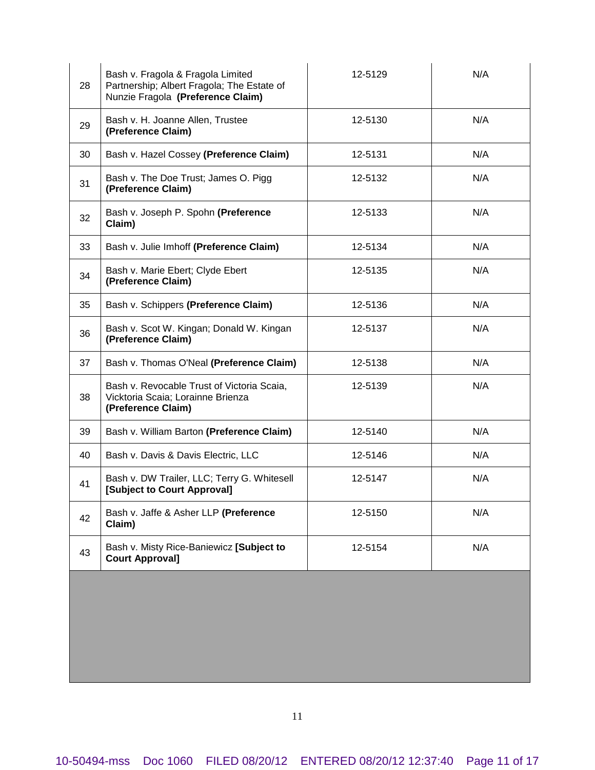| | | | |
|---|---|---|---|
| 28 | Bash v. Fragola & Fragola Limited Partnership; Albert Fragola; The Estate of Nunzie Fragola **(Preference Claim)** | 12-5129 | N/A |
| 29 | Bash v. H. Joanne Allen, Trustee **(Preference Claim)** | 12-5130 | N/A |
| 30 | Bash v. Hazel Cossey **(Preference Claim)** | 12-5131 | N/A |
| 31 | Bash v. The Doe Trust; James O. Pigg **(Preference Claim)** | 12-5132 | N/A |
| 32 | Bash v. Joseph P. Spohn **(Preference Claim)** | 12-5133 | N/A |
| 33 | Bash v. Julie Imhoff **(Preference Claim)** | 12-5134 | N/A |
| 34 | Bash v. Marie Ebert; Clyde Ebert **(Preference Claim)** | 12-5135 | N/A |
| 35 | Bash v. Schippers **(Preference Claim)** | 12-5136 | N/A |
| 36 | Bash v. Scot W. Kingan; Donald W. Kingan **(Preference Claim)** | 12-5137 | N/A |
| 37 | Bash v. Thomas O'Neal **(Preference Claim)** | 12-5138 | N/A |
| 38 | Bash v. Revocable Trust of Victoria Scaia, Vicktoria Scaia; Lorainne Brienza **(Preference Claim)** | 12-5139 | N/A |
| 39 | Bash v. William Barton **(Preference Claim)** | 12-5140 | N/A |
| 40 | Bash v. Davis & Davis Electric, LLC | 12-5146 | N/A |
| 41 | Bash v. DW Trailer, LLC; Terry G. Whitesell **[Subject to Court Approval]** | 12-5147 | N/A |
| 42 | Bash v. Jaffe & Asher LLP **(Preference Claim)** | 12-5150 | N/A |
| 43 | Bash v. Misty Rice-Baniewicz **[Subject to Court Approval]** | 12-5154 | N/A |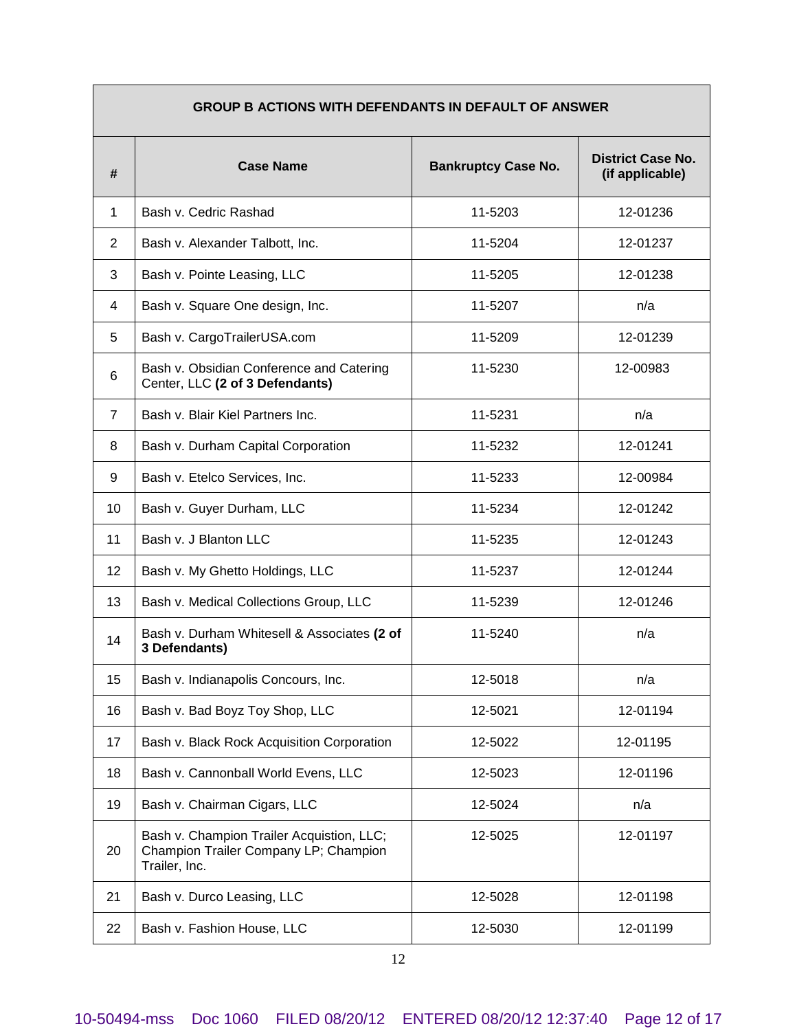| GROUP B ACTIONS WITH DEFENDANTS IN DEFAULT OF ANSWER | | | |
|---|---|---|---|
| # | Case Name | Bankruptcy Case No. | District Case No. (if applicable) |
| 1 | Bash v. Cedric Rashad | 11-5203 | 12-01236 |
| 2 | Bash v. Alexander Talbott, Inc. | 11-5204 | 12-01237 |
| 3 | Bash v. Pointe Leasing, LLC | 11-5205 | 12-01238 |
| 4 | Bash v. Square One design, Inc. | 11-5207 | n/a |
| 5 | Bash v. CargoTrailerUSA.com | 11-5209 | 12-01239 |
| 6 | Bash v. Obsidian Conference and Catering Center, LLC **(2 of 3 Defendants)** | 11-5230 | 12-00983 |
| 7 | Bash v. Blair Kiel Partners Inc. | 11-5231 | n/a |
| 8 | Bash v. Durham Capital Corporation | 11-5232 | 12-01241 |
| 9 | Bash v. Etelco Services, Inc. | 11-5233 | 12-00984 |
| 10 | Bash v. Guyer Durham, LLC | 11-5234 | 12-01242 |
| 11 | Bash v. J Blanton LLC | 11-5235 | 12-01243 |
| 12 | Bash v. My Ghetto Holdings, LLC | 11-5237 | 12-01244 |
| 13 | Bash v. Medical Collections Group, LLC | 11-5239 | 12-01246 |
| 14 | Bash v. Durham Whitesell & Associates **(2 of 3 Defendants)** | 11-5240 | n/a |
| 15 | Bash v. Indianapolis Concours, Inc. | 12-5018 | n/a |
| 16 | Bash v. Bad Boyz Toy Shop, LLC | 12-5021 | 12-01194 |
| 17 | Bash v. Black Rock Acquisition Corporation | 12-5022 | 12-01195 |
| 18 | Bash v. Cannonball World Evens, LLC | 12-5023 | 12-01196 |
| 19 | Bash v. Chairman Cigars, LLC | 12-5024 | n/a |
| 20 | Bash v. Champion Trailer Acquistion, LLC; Champion Trailer Company LP; Champion Trailer, Inc. | 12-5025 | 12-01197 |
| 21 | Bash v. Durco Leasing, LLC | 12-5028 | 12-01198 |
| 22 | Bash v. Fashion House, LLC | 12-5030 | 12-01199 |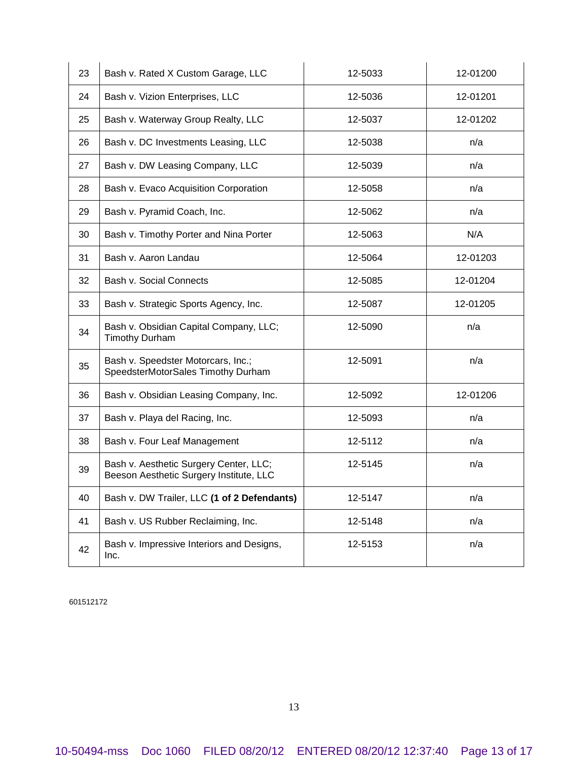| | | | |
|---|---|---|---|
| 23 | Bash v. Rated X Custom Garage, LLC | 12-5033 | 12-01200 |
| 24 | Bash v. Vizion Enterprises, LLC | 12-5036 | 12-01201 |
| 25 | Bash v. Waterway Group Realty, LLC | 12-5037 | 12-01202 |
| 26 | Bash v. DC Investments Leasing, LLC | 12-5038 | n/a |
| 27 | Bash v. DW Leasing Company, LLC | 12-5039 | n/a |
| 28 | Bash v. Evaco Acquisition Corporation | 12-5058 | n/a |
| 29 | Bash v. Pyramid Coach, Inc. | 12-5062 | n/a |
| 30 | Bash v. Timothy Porter and Nina Porter | 12-5063 | N/A |
| 31 | Bash v. Aaron Landau | 12-5064 | 12-01203 |
| 32 | Bash v. Social Connects | 12-5085 | 12-01204 |
| 33 | Bash v. Strategic Sports Agency, Inc. | 12-5087 | 12-01205 |
| 34 | Bash v. Obsidian Capital Company, LLC; Timothy Durham | 12-5090 | n/a |
| 35 | Bash v. Speedster Motorcars, Inc.; SpeedsterMotorSales Timothy Durham | 12-5091 | n/a |
| 36 | Bash v. Obsidian Leasing Company, Inc. | 12-5092 | 12-01206 |
| 37 | Bash v. Playa del Racing, Inc. | 12-5093 | n/a |
| 38 | Bash v. Four Leaf Management | 12-5112 | n/a |
| 39 | Bash v. Aesthetic Surgery Center, LLC; Beeson Aesthetic Surgery Institute, LLC | 12-5145 | n/a |
| 40 | Bash v. DW Trailer, LLC **(1 of 2 Defendants)** | 12-5147 | n/a |
| 41 | Bash v. US Rubber Reclaiming, Inc. | 12-5148 | n/a |
| 42 | Bash v. Impressive Interiors and Designs, Inc. | 12-5153 | n/a |

601512172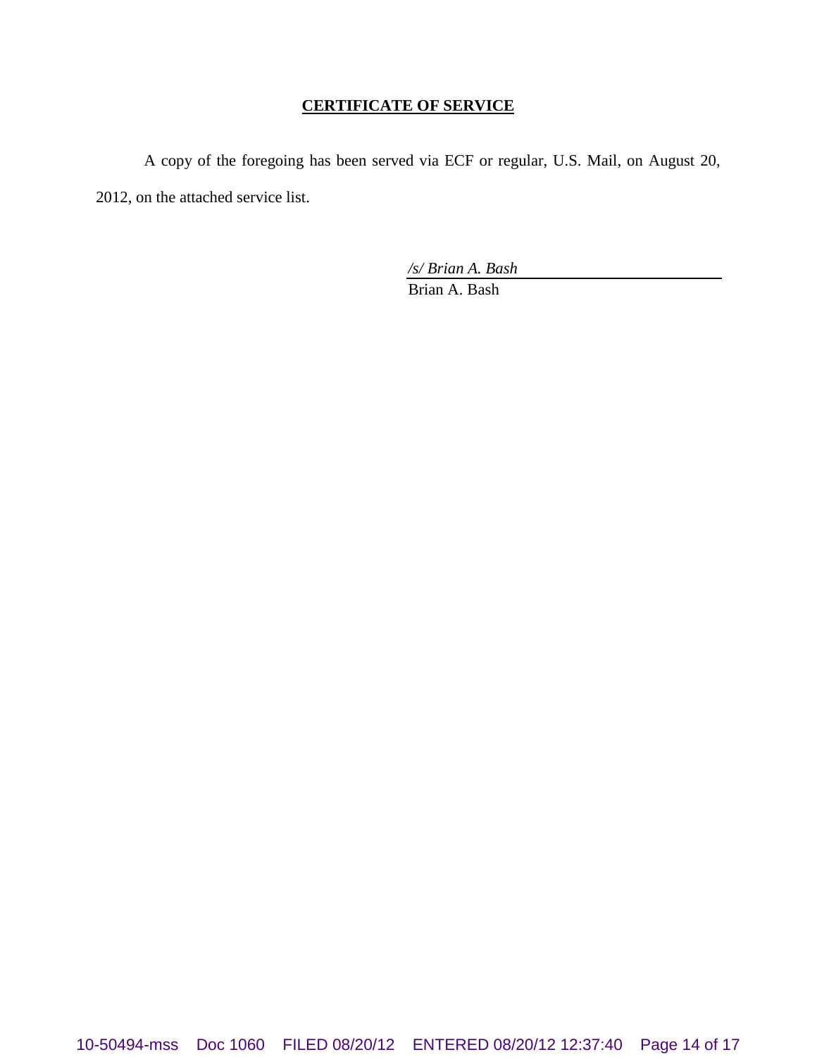# **CERTIFICATE OF SERVICE**

A copy of the foregoing has been served via ECF or regular, U.S. Mail, on August 20, 2012, on the attached service list.

*/s/ Brian A. Bash*
Brian A. Bash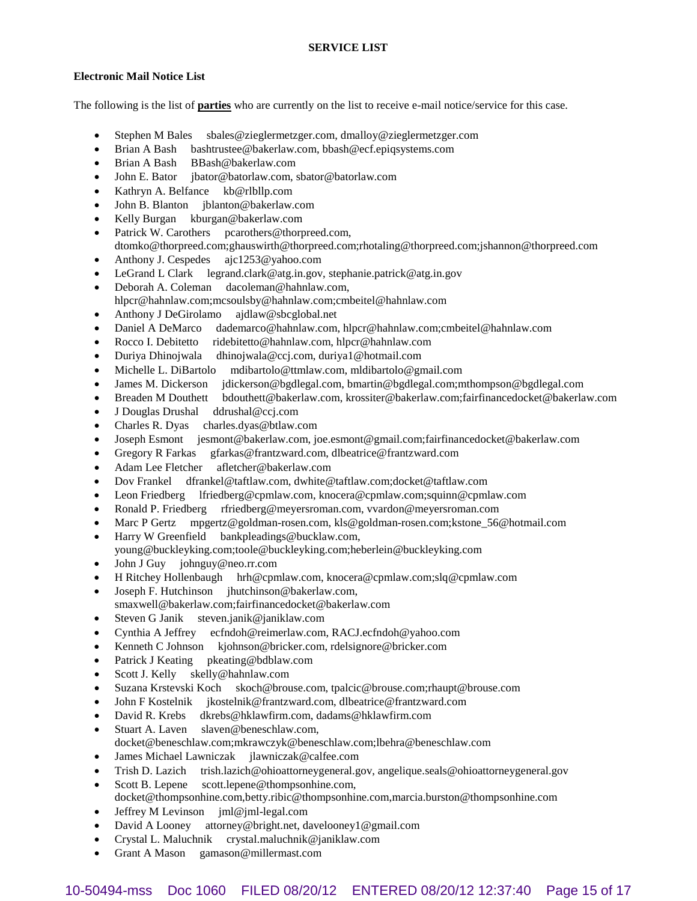**SERVICE LIST**

**Electronic Mail Notice List**

The following is the list of **parties** who are currently on the list to receive e-mail notice/service for this case.

- Stephen M Bales sbales@zieglermetzger.com, dmalloy@zieglermetzger.com
- Brian A Bash bashtrustee@bakerlaw.com, bbash@ecf.epiqsystems.com
- Brian A Bash BBash@bakerlaw.com
- John E. Bator jbator@batorlaw.com, sbator@batorlaw.com
- Kathryn A. Belfance kb@rlbllp.com
- John B. Blanton jblanton@bakerlaw.com
- Kelly Burgan kburgan@bakerlaw.com
- Patrick W. Carothers pcarothers@thorpreed.com, dtomko@thorpreed.com;ghauswirth@thorpreed.com;rhotaling@thorpreed.com;jshannon@thorpreed.com
- Anthony J. Cespedes ajc1253@yahoo.com
- LeGrand L Clark legrand.clark@atg.in.gov, stephanie.patrick@atg.in.gov
- Deborah A. Coleman dacoleman@hahnlaw.com, hlpcr@hahnlaw.com;mcsoulsby@hahnlaw.com;cmbeitel@hahnlaw.com
- Anthony J DeGirolamo ajdlaw@sbcglobal.net
- Daniel A DeMarco dademarco@hahnlaw.com, hlpcr@hahnlaw.com;cmbeitel@hahnlaw.com
- Rocco I. Debitetto ridebitetto@hahnlaw.com, hlpcr@hahnlaw.com
- Duriya Dhinojwala dhinojwala@ccj.com, duriya1@hotmail.com
- Michelle L. DiBartolo mdibartolo@ttmlaw.com, mldibartolo@gmail.com
- James M. Dickerson jdickerson@bgdlegal.com, bmartin@bgdlegal.com;mthompson@bgdlegal.com
- Breaden M Douthett bdouthett@bakerlaw.com, krossiter@bakerlaw.com;fairfinancedocket@bakerlaw.com
- J Douglas Drushal ddrushal@ccj.com
- Charles R. Dyas charles.dyas@btlaw.com
- Joseph Esmont jesmont@bakerlaw.com, joe.esmont@gmail.com;fairfinancedocket@bakerlaw.com
- Gregory R Farkas gfarkas@frantzward.com, dlbeatrice@frantzward.com
- Adam Lee Fletcher afletcher@bakerlaw.com
- Dov Frankel dfrankel@taftlaw.com, dwhite@taftlaw.com;docket@taftlaw.com
- Leon Friedberg lfriedberg@cpmlaw.com, knocera@cpmlaw.com;squinn@cpmlaw.com
- Ronald P. Friedberg rfriedberg@meyersroman.com, vvardon@meyersroman.com
- Marc P Gertz mpgertz@goldman-rosen.com, kls@goldman-rosen.com;kstone_56@hotmail.com
- Harry W Greenfield bankpleadings@bucklaw.com, young@buckleyking.com;toole@buckleyking.com;heberlein@buckleyking.com
- John J Guy johnguy@neo.rr.com
- H Ritchey Hollenbaugh hrh@cpmlaw.com, knocera@cpmlaw.com;slq@cpmlaw.com
- Joseph F. Hutchinson jhutchinson@bakerlaw.com, smaxwell@bakerlaw.com;fairfinancedocket@bakerlaw.com
- Steven G Janik steven.janik@janiklaw.com
- Cynthia A Jeffrey ecfndoh@reimerlaw.com, RACJ.ecfndoh@yahoo.com
- Kenneth C Johnson kjohnson@bricker.com, rdelsignore@bricker.com
- Patrick J Keating pkeating@bdblaw.com
- Scott J. Kelly skelly@hahnlaw.com
- Suzana Krstevski Koch skoch@brouse.com, tpalcic@brouse.com;rhaupt@brouse.com
- John F Kostelnik jkostelnik@frantzward.com, dlbeatrice@frantzward.com
- David R. Krebs dkrebs@hklawfirm.com, dadams@hklawfirm.com
- Stuart A. Laven slaven@beneschlaw.com, docket@beneschlaw.com;mkrawczyk@beneschlaw.com;lbehra@beneschlaw.com
- James Michael Lawniczak jlawniczak@calfee.com
- Trish D. Lazich trish.lazich@ohioattorneygeneral.gov, angelique.seals@ohioattorneygeneral.gov
- Scott B. Lepene scott.lepene@thompsonhine.com, docket@thompsonhine.com,betty.ribic@thompsonhine.com,marcia.burston@thompsonhine.com
- Jeffrey M Levinson jml@jml-legal.com
- David A Looney attorney@bright.net, davelooney1@gmail.com
- Crystal L. Maluchnik crystal.maluchnik@janiklaw.com
- Grant A Mason gamason@millermast.com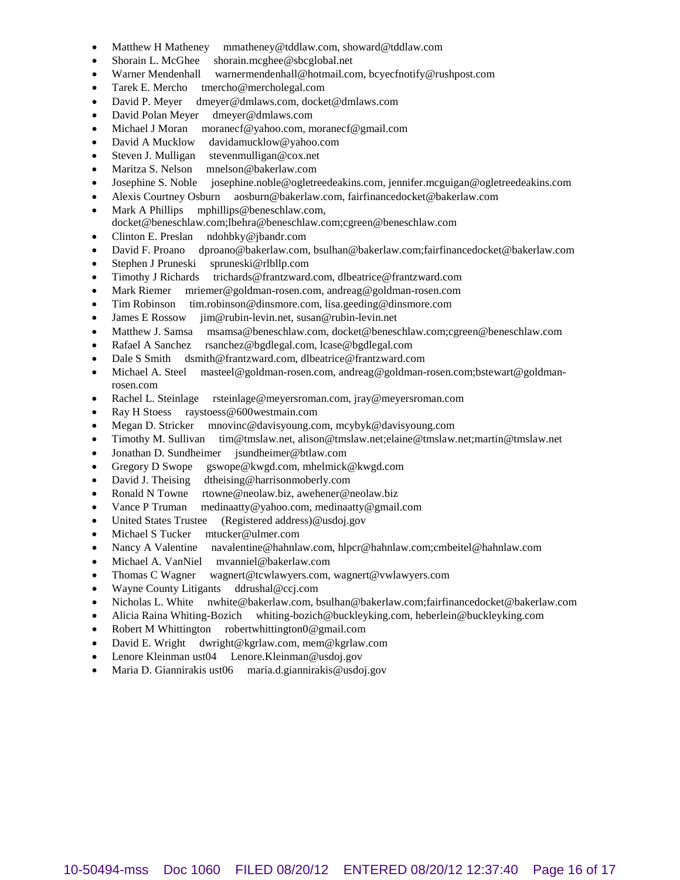- Matthew H Matheney mmatheney@tddlaw.com, showard@tddlaw.com
- Shorain L. McGhee shorain.mcghee@sbcglobal.net
- Warner Mendenhall warnermendenhall@hotmail.com, bcyecfnotify@rushpost.com
- Tarek E. Mercho tmercho@mercholegal.com
- David P. Meyer dmeyer@dmlaws.com, docket@dmlaws.com
- David Polan Meyer dmeyer@dmlaws.com
- Michael J Moran moranecf@yahoo.com, moranecf@gmail.com
- David A Mucklow davidamucklow@yahoo.com
- Steven J. Mulligan stevenmulligan@cox.net
- Maritza S. Nelson mnelson@bakerlaw.com
- Josephine S. Noble josephine.noble@ogletreedeakins.com, jennifer.mcguigan@ogletreedeakins.com
- Alexis Courtney Osburn aosburn@bakerlaw.com, fairfinancedocket@bakerlaw.com
- Mark A Phillips mphillips@beneschlaw.com, docket@beneschlaw.com;lbehra@beneschlaw.com;cgreen@beneschlaw.com
- Clinton E. Preslan ndohbky@jbandr.com
- David F. Proano dproano@bakerlaw.com, bsulhan@bakerlaw.com;fairfinancedocket@bakerlaw.com
- Stephen J Pruneski spruneski@rlbllp.com
- Timothy J Richards trichards@frantzward.com, dlbeatrice@frantzward.com
- Mark Riemer mriemer@goldman-rosen.com, andreag@goldman-rosen.com
- Tim Robinson tim.robinson@dinsmore.com, lisa.geeding@dinsmore.com
- James E Rossow jim@rubin-levin.net, susan@rubin-levin.net
- Matthew J. Samsa msamsa@beneschlaw.com, docket@beneschlaw.com;cgreen@beneschlaw.com
- Rafael A Sanchez rsanchez@bgdlegal.com, lcase@bgdlegal.com
- Dale S Smith dsmith@frantzward.com, dlbeatrice@frantzward.com
- Michael A. Steel masteel@goldman-rosen.com, andreag@goldman-rosen.com;bstewart@goldman-rosen.com
- Rachel L. Steinlage rsteinlage@meyersroman.com, jray@meyersroman.com
- Ray H Stoess raystoess@600westmain.com
- Megan D. Stricker mnovinc@davisyoung.com, mcybyk@davisyoung.com
- Timothy M. Sullivan tim@tmslaw.net, alison@tmslaw.net;elaine@tmslaw.net;martin@tmslaw.net
- Jonathan D. Sundheimer jsundheimer@btlaw.com
- Gregory D Swope gswope@kwgd.com, mhelmick@kwgd.com
- David J. Theising dtheising@harrisonmoberly.com
- Ronald N Towne rtowne@neolaw.biz, awehener@neolaw.biz
- Vance P Truman medinaatty@yahoo.com, medinaatty@gmail.com
- United States Trustee (Registered address)@usdoj.gov
- Michael S Tucker mtucker@ulmer.com
- Nancy A Valentine navalentine@hahnlaw.com, hlpcr@hahnlaw.com;cmbeitel@hahnlaw.com
- Michael A. VanNiel mvanniel@bakerlaw.com
- Thomas C Wagner wagnert@tcwlawyers.com, wagnert@vwlawyers.com
- Wayne County Litigants ddrushal@ccj.com
- Nicholas L. White nwhite@bakerlaw.com, bsulhan@bakerlaw.com;fairfinancedocket@bakerlaw.com
- Alicia Raina Whiting-Bozich whiting-bozich@buckleyking.com, heberlein@buckleyking.com
- Robert M Whittington robertwhittington0@gmail.com
- David E. Wright dwright@kgrlaw.com, mem@kgrlaw.com
- Lenore Kleinman ust04 Lenore.Kleinman@usdoj.gov
- Maria D. Giannirakis ust06 maria.d.giannirakis@usdoj.gov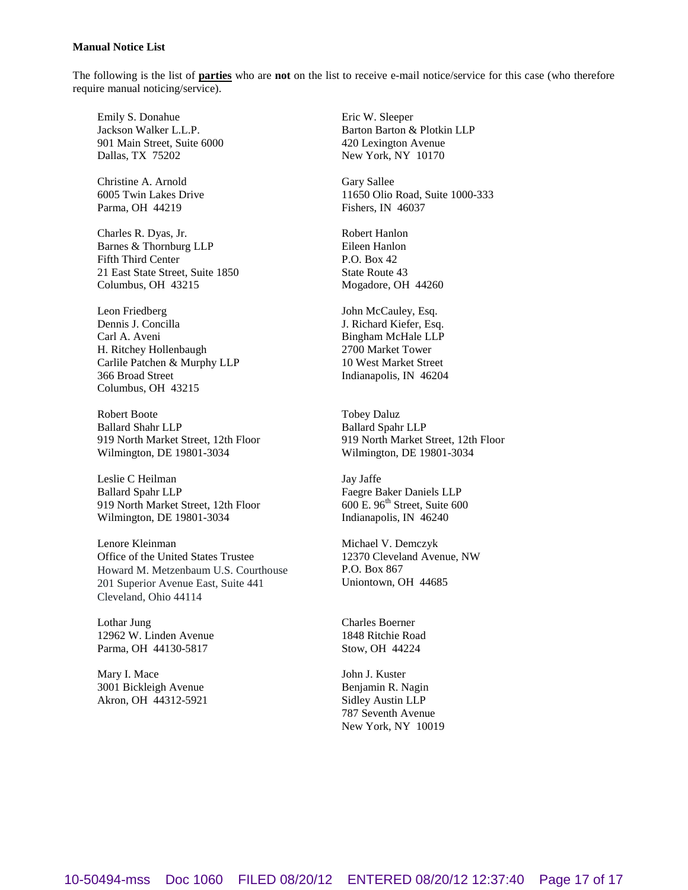**Manual Notice List**

The following is the list of **parties** who are **not** on the list to receive e-mail notice/service for this case (who therefore require manual noticing/service).

Emily S. Donahue
Jackson Walker L.L.P.
901 Main Street, Suite 6000
Dallas, TX 75202

Christine A. Arnold
6005 Twin Lakes Drive
Parma, OH 44219

Charles R. Dyas, Jr.
Barnes & Thornburg LLP
Fifth Third Center
21 East State Street, Suite 1850
Columbus, OH 43215

Leon Friedberg
Dennis J. Concilla
Carl A. Aveni
H. Ritchey Hollenbaugh
Carlile Patchen & Murphy LLP
366 Broad Street
Columbus, OH 43215

Robert Boote
Ballard Shahr LLP
919 North Market Street, 12th Floor
Wilmington, DE 19801-3034

Leslie C Heilman
Ballard Spahr LLP
919 North Market Street, 12th Floor
Wilmington, DE 19801-3034

Lenore Kleinman
Office of the United States Trustee
Howard M. Metzenbaum U.S. Courthouse
201 Superior Avenue East, Suite 441
Cleveland, Ohio 44114

Lothar Jung
12962 W. Linden Avenue
Parma, OH 44130-5817

Mary I. Mace
3001 Bickleigh Avenue
Akron, OH 44312-5921

Eric W. Sleeper
Barton Barton & Plotkin LLP
420 Lexington Avenue
New York, NY 10170

Gary Sallee
11650 Olio Road, Suite 1000-333
Fishers, IN 46037

Robert Hanlon
Eileen Hanlon
P.O. Box 42
State Route 43
Mogadore, OH 44260

John McCauley, Esq.
J. Richard Kiefer, Esq.
Bingham McHale LLP
2700 Market Tower
10 West Market Street
Indianapolis, IN 46204

Tobey Daluz
Ballard Spahr LLP
919 North Market Street, 12th Floor
Wilmington, DE 19801-3034

Jay Jaffe
Faegre Baker Daniels LLP
600 E. 96th Street, Suite 600
Indianapolis, IN 46240

Michael V. Demczyk
12370 Cleveland Avenue, NW
P.O. Box 867
Uniontown, OH 44685

Charles Boerner
1848 Ritchie Road
Stow, OH 44224

John J. Kuster
Benjamin R. Nagin
Sidley Austin LLP
787 Seventh Avenue
New York, NY 10019